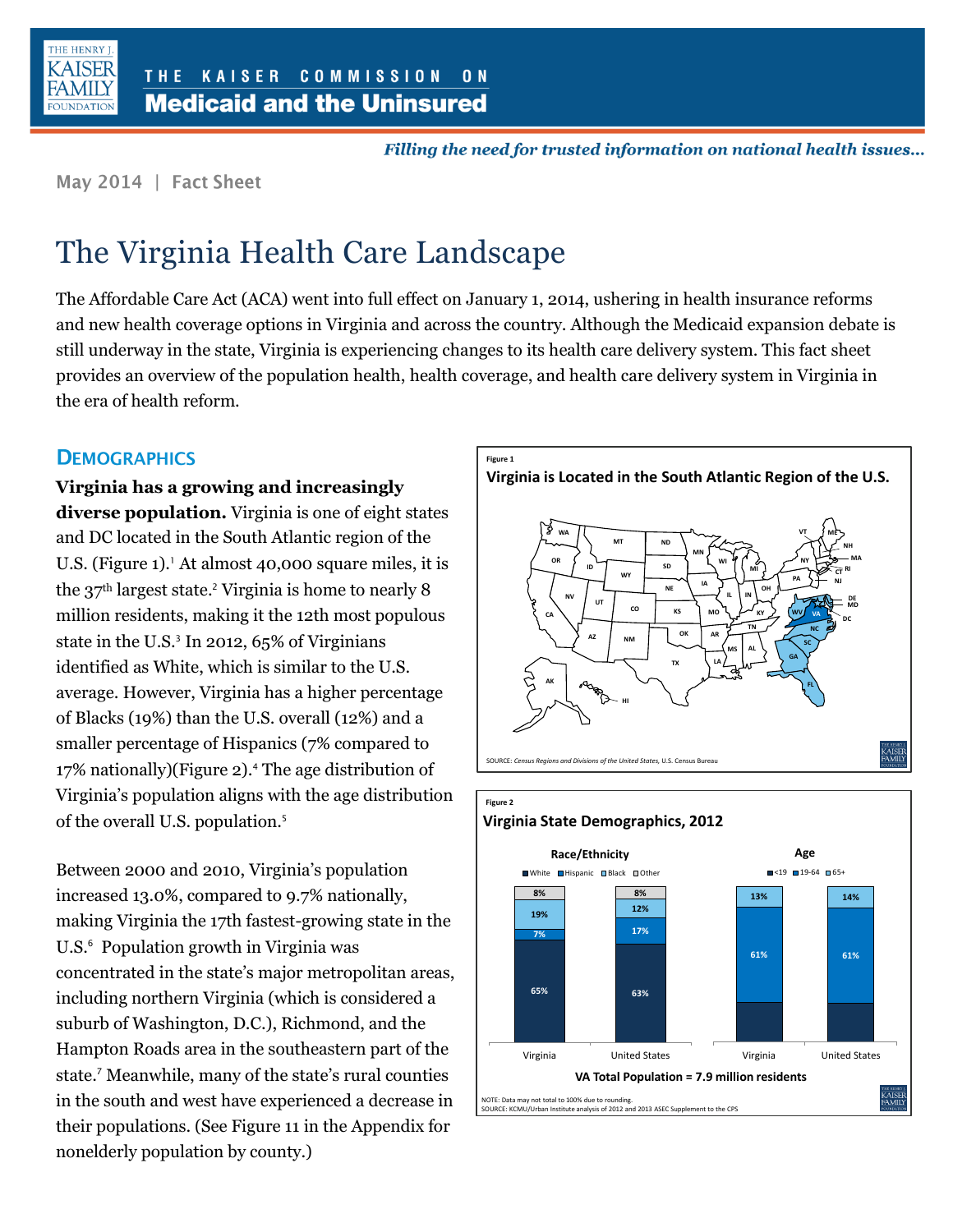THE KAISER COMMISSION ON
**Medicaid and the Uninsured**

*Filling the need for trusted information on national health issues...*

May 2014 | Fact Sheet

# The Virginia Health Care Landscape

The Affordable Care Act (ACA) went into full effect on January 1, 2014, ushering in health insurance reforms and new health coverage options in Virginia and across the country. Although the Medicaid expansion debate is still underway in the state, Virginia is experiencing changes to its health care delivery system. This fact sheet provides an overview of the population health, health coverage, and health care delivery system in Virginia in the era of health reform.

## Demographics

**Virginia has a growing and increasingly diverse population.** Virginia is one of eight states and DC located in the South Atlantic region of the U.S. (Figure 1).[1] At almost 40,000 square miles, it is the 37th largest state.[2] Virginia is home to nearly 8 million residents, making it the 12th most populous state in the U.S.[3] In 2012, 65% of Virginians identified as White, which is similar to the U.S. average. However, Virginia has a higher percentage of Blacks (19%) than the U.S. overall (12%) and a smaller percentage of Hispanics (7% compared to 17% nationally)(Figure 2).[4] The age distribution of Virginia's population aligns with the age distribution of the overall U.S. population.[5]

Between 2000 and 2010, Virginia's population increased 13.0%, compared to 9.7% nationally, making Virginia the 17th fastest-growing state in the U.S.[6] Population growth in Virginia was concentrated in the state's major metropolitan areas, including northern Virginia (which is considered a suburb of Washington, D.C.), Richmond, and the Hampton Roads area in the southeastern part of the state.[7] Meanwhile, many of the state's rural counties in the south and west have experienced a decrease in their populations. (See Figure 11 in the Appendix for nonelderly population by county.)

Figure 1

**Virginia is Located in the South Atlantic Region of the U.S.**

SOURCE: *Census Regions and Divisions of the United States*, U.S. Census Bureau

Figure 2

**Virginia State Demographics, 2012**

Race/Ethnicity

| | Virginia | United States |
|---|---|---|
| White | 65% | 63% |
| Hispanic | 7% | 17% |
| Black | 19% | 12% |
| Other | 8% | 8% |

Age

| | Virginia | United States |
|---|---|---|
| <19 | | |
| 19-64 | 61% | 61% |
| 65+ | 13% | 14% |

VA Total Population = 7.9 million residents

NOTE: Data may not total to 100% due to rounding.
SOURCE: KCMU/Urban Institute analysis of 2012 and 2013 ASEC Supplement to the CPS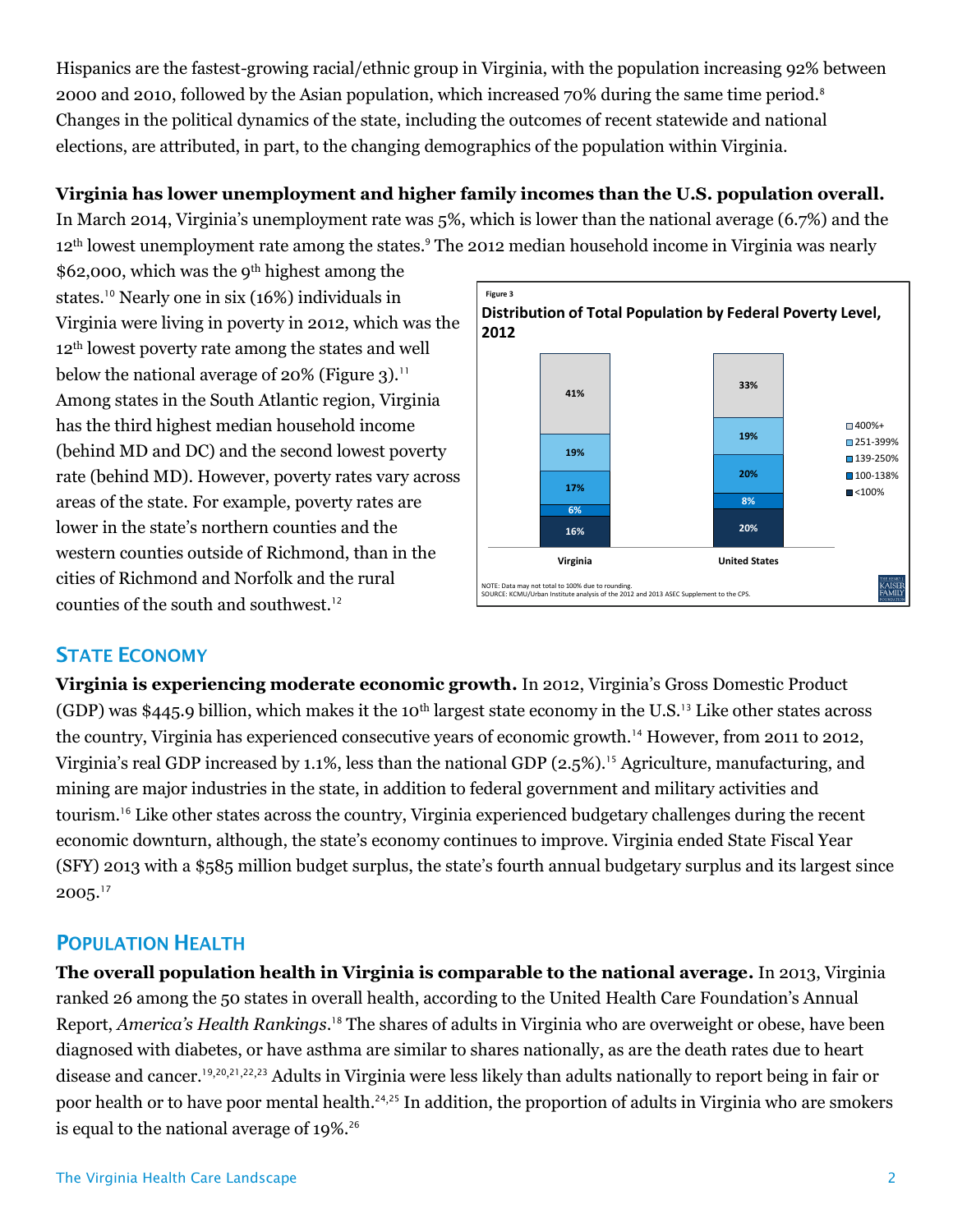Hispanics are the fastest-growing racial/ethnic group in Virginia, with the population increasing 92% between 2000 and 2010, followed by the Asian population, which increased 70% during the same time period.[8] Changes in the political dynamics of the state, including the outcomes of recent statewide and national elections, are attributed, in part, to the changing demographics of the population within Virginia.

**Virginia has lower unemployment and higher family incomes than the U.S. population overall.** In March 2014, Virginia's unemployment rate was 5%, which is lower than the national average (6.7%) and the 12th lowest unemployment rate among the states.[9] The 2012 median household income in Virginia was nearly $62,000, which was the 9th highest among the states.[10] Nearly one in six (16%) individuals in Virginia were living in poverty in 2012, which was the 12th lowest poverty rate among the states and well below the national average of 20% (Figure 3).[11] Among states in the South Atlantic region, Virginia has the third highest median household income (behind MD and DC) and the second lowest poverty rate (behind MD). However, poverty rates vary across areas of the state. For example, poverty rates are lower in the state's northern counties and the western counties outside of Richmond, than in the cities of Richmond and Norfolk and the rural counties of the south and southwest.[12]

Figure 3

**Distribution of Total Population by Federal Poverty Level, 2012**

| | Virginia | United States |
|---|---|---|
| 400%+ | 41% | 33% |
| 251-399% | 19% | 19% |
| 139-250% | 17% | 20% |
| 100-138% | 6% | 8% |
| <100% | 16% | 20% |

NOTE: Data may not total to 100% due to rounding.
SOURCE: KCMU/Urban Institute analysis of the 2012 and 2013 ASEC Supplement to the CPS.

## State Economy

**Virginia is experiencing moderate economic growth.** In 2012, Virginia's Gross Domestic Product (GDP) was $445.9 billion, which makes it the 10th largest state economy in the U.S.[13] Like other states across the country, Virginia has experienced consecutive years of economic growth.[14] However, from 2011 to 2012, Virginia's real GDP increased by 1.1%, less than the national GDP (2.5%).[15] Agriculture, manufacturing, and mining are major industries in the state, in addition to federal government and military activities and tourism.[16] Like other states across the country, Virginia experienced budgetary challenges during the recent economic downturn, although, the state's economy continues to improve. Virginia ended State Fiscal Year (SFY) 2013 with a $585 million budget surplus, the state's fourth annual budgetary surplus and its largest since 2005.[17]

## Population Health

**The overall population health in Virginia is comparable to the national average.** In 2013, Virginia ranked 26 among the 50 states in overall health, according to the United Health Care Foundation's Annual Report, *America's Health Rankings*.[18] The shares of adults in Virginia who are overweight or obese, have been diagnosed with diabetes, or have asthma are similar to shares nationally, as are the death rates due to heart disease and cancer.[19,20,21,22,23] Adults in Virginia were less likely than adults nationally to report being in fair or poor health or to have poor mental health.[24,25] In addition, the proportion of adults in Virginia who are smokers is equal to the national average of 19%.[26]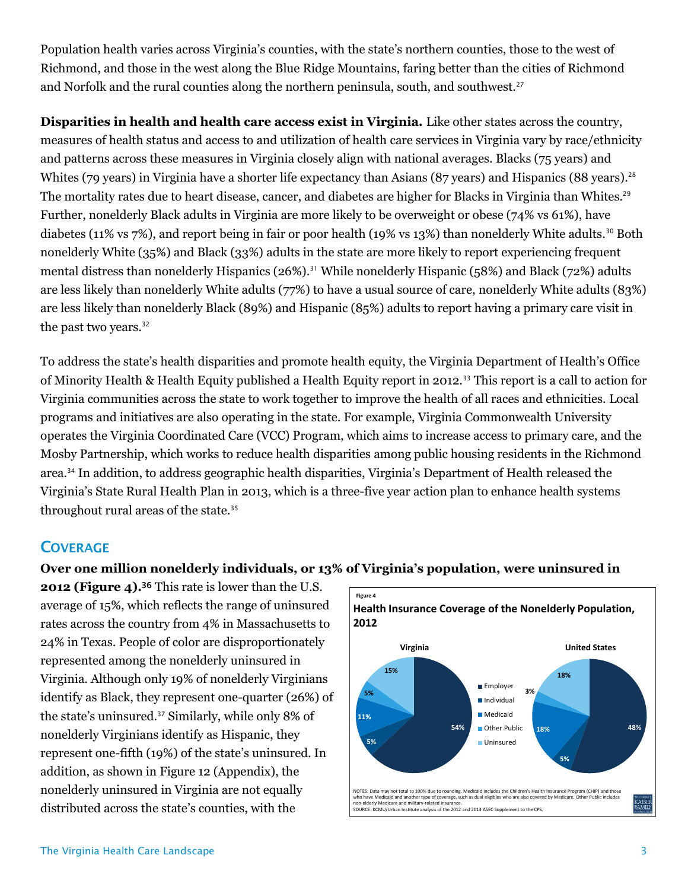Population health varies across Virginia's counties, with the state's northern counties, those to the west of Richmond, and those in the west along the Blue Ridge Mountains, faring better than the cities of Richmond and Norfolk and the rural counties along the northern peninsula, south, and southwest.[27]

**Disparities in health and health care access exist in Virginia.** Like other states across the country, measures of health status and access to and utilization of health care services in Virginia vary by race/ethnicity and patterns across these measures in Virginia closely align with national averages. Blacks (75 years) and Whites (79 years) in Virginia have a shorter life expectancy than Asians (87 years) and Hispanics (88 years).[28] The mortality rates due to heart disease, cancer, and diabetes are higher for Blacks in Virginia than Whites.[29] Further, nonelderly Black adults in Virginia are more likely to be overweight or obese (74% vs 61%), have diabetes (11% vs 7%), and report being in fair or poor health (19% vs 13%) than nonelderly White adults.[30] Both nonelderly White (35%) and Black (33%) adults in the state are more likely to report experiencing frequent mental distress than nonelderly Hispanics (26%).[31] While nonelderly Hispanic (58%) and Black (72%) adults are less likely than nonelderly White adults (77%) to have a usual source of care, nonelderly White adults (83%) are less likely than nonelderly Black (89%) and Hispanic (85%) adults to report having a primary care visit in the past two years.[32]

To address the state's health disparities and promote health equity, the Virginia Department of Health's Office of Minority Health & Health Equity published a Health Equity report in 2012.[33] This report is a call to action for Virginia communities across the state to work together to improve the health of all races and ethnicities. Local programs and initiatives are also operating in the state. For example, Virginia Commonwealth University operates the Virginia Coordinated Care (VCC) Program, which aims to increase access to primary care, and the Mosby Partnership, which works to reduce health disparities among public housing residents in the Richmond area.[34] In addition, to address geographic health disparities, Virginia's Department of Health released the Virginia's State Rural Health Plan in 2013, which is a three-five year action plan to enhance health systems throughout rural areas of the state.[35]

## Coverage

**Over one million nonelderly individuals, or 13% of Virginia's population, were uninsured in 2012 (Figure 4).[36]** This rate is lower than the U.S. average of 15%, which reflects the range of uninsured rates across the country from 4% in Massachusetts to 24% in Texas. People of color are disproportionately represented among the nonelderly uninsured in Virginia. Although only 19% of nonelderly Virginians identify as Black, they represent one-quarter (26%) of the state's uninsured.[37] Similarly, while only 8% of nonelderly Virginians identify as Hispanic, they represent one-fifth (19%) of the state's uninsured. In addition, as shown in Figure 12 (Appendix), the nonelderly uninsured in Virginia are not equally distributed across the state's counties, with the

Figure 4

**Health Insurance Coverage of the Nonelderly Population, 2012**

| Coverage | Virginia | United States |
|---|---|---|
| Employer | 54% | 48% |
| Individual | 5% | 5% |
| Medicaid | 11% | 18% |
| Other Public | 5% | 3% |
| Uninsured | 15% | 18% |

NOTES: Data may not total to 100% due to rounding. Medicaid includes the Children's Health Insurance Program (CHIP) and those who have Medicaid and another type of coverage, such as dual eligibles who are also covered by Medicare. Other Public includes non-elderly Medicare and military-related insurance.
SOURCE: KCMU/Urban Institute analysis of the 2012 and 2013 ASEC Supplement to the CPS.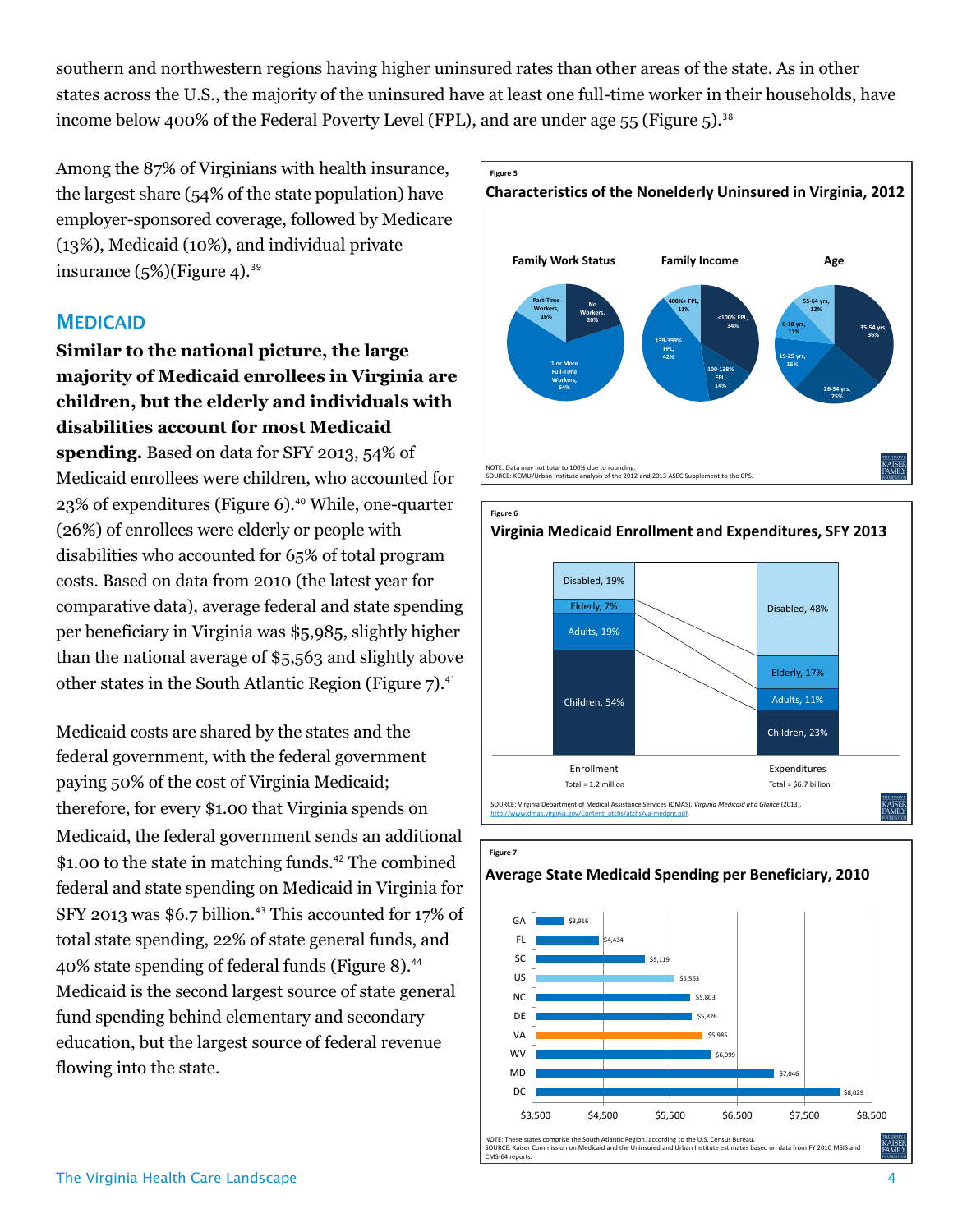southern and northwestern regions having higher uninsured rates than other areas of the state. As in other states across the U.S., the majority of the uninsured have at least one full-time worker in their households, have income below 400% of the Federal Poverty Level (FPL), and are under age 55 (Figure 5).[38]

Among the 87% of Virginians with health insurance, the largest share (54% of the state population) have employer-sponsored coverage, followed by Medicare (13%), Medicaid (10%), and individual private insurance (5%)(Figure 4).[39]

## Medicaid

**Similar to the national picture, the large majority of Medicaid enrollees in Virginia are children, but the elderly and individuals with disabilities account for most Medicaid spending.** Based on data for SFY 2013, 54% of Medicaid enrollees were children, who accounted for 23% of expenditures (Figure 6).[40] While, one-quarter (26%) of enrollees were elderly or people with disabilities who accounted for 65% of total program costs. Based on data from 2010 (the latest year for comparative data), average federal and state spending per beneficiary in Virginia was $5,985, slightly higher than the national average of $5,563 and slightly above other states in the South Atlantic Region (Figure 7).[41]

Medicaid costs are shared by the states and the federal government, with the federal government paying 50% of the cost of Virginia Medicaid; therefore, for every $1.00 that Virginia spends on Medicaid, the federal government sends an additional $1.00 to the state in matching funds.[42] The combined federal and state spending on Medicaid in Virginia for SFY 2013 was $6.7 billion.[43] This accounted for 17% of total state spending, 22% of state general funds, and 40% state spending of federal funds (Figure 8).[44] Medicaid is the second largest source of state general fund spending behind elementary and secondary education, but the largest source of federal revenue flowing into the state.

Figure 5

**Characteristics of the Nonelderly Uninsured in Virginia, 2012**

| Family Work Status | | Family Income | | Age | |
|---|---|---|---|---|---|
| No Workers | 20% | <100% FPL | 34% | 0-18 yrs | 11% |
| Part-Time Workers | 16% | 100-138% FPL | 14% | 19-25 yrs | 15% |
| 1 or More Full-Time Workers | 64% | 139-399% FPL | 42% | 26-34 yrs | 25% |
| | | 400%+ FPL | 11% | 35-54 yrs | 36% |
| | | | | 55-64 yrs | 12% |

NOTE: Data may not total to 100% due to rounding.
SOURCE: KCMU/Urban Institute analysis of the 2012 and 2013 ASEC Supplement to the CPS.

Figure 6

**Virginia Medicaid Enrollment and Expenditures, SFY 2013**

| | Enrollment (Total = 1.2 million) | Expenditures (Total = $6.7 billion) |
|---|---|---|
| Disabled | 19% | 48% |
| Elderly | 7% | 17% |
| Adults | 19% | 11% |
| Children | 54% | 23% |

SOURCE: Virginia Department of Medical Assistance Services (DMAS), *Virginia Medicaid at a Glance* (2013), http://www.dmas.virginia.gov/Content_atchs/atchs/va-medprg.pdf.

Figure 7

**Average State Medicaid Spending per Beneficiary, 2010**

| State | Spending |
|---|---|
| GA | $3,916 |
| FL | $4,434 |
| SC | $5,119 |
| US | $5,563 |
| NC | $5,803 |
| DE | $5,826 |
| VA | $5,985 |
| WV | $6,099 |
| MD | $7,046 |
| DC | $8,029 |

NOTE: These states comprise the South Atlantic Region, according to the U.S. Census Bureau.
SOURCE: Kaiser Commission on Medicaid and the Uninsured and Urban Institute estimates based on data from FY 2010 MSIS and CMS-64 reports.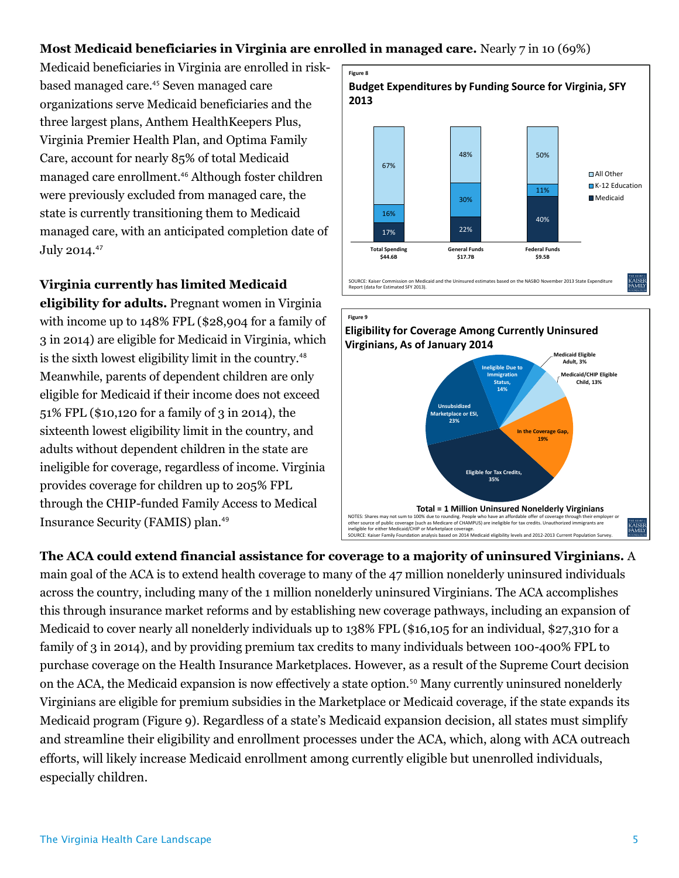**Most Medicaid beneficiaries in Virginia are enrolled in managed care.** Nearly 7 in 10 (69%) Medicaid beneficiaries in Virginia are enrolled in risk-based managed care.[45] Seven managed care organizations serve Medicaid beneficiaries and the three largest plans, Anthem HealthKeepers Plus, Virginia Premier Health Plan, and Optima Family Care, account for nearly 85% of total Medicaid managed care enrollment.[46] Although foster children were previously excluded from managed care, the state is currently transitioning them to Medicaid managed care, with an anticipated completion date of July 2014.[47]

Figure 8

**Budget Expenditures by Funding Source for Virginia, SFY 2013**

| | Total Spending $44.6B | General Funds $17.7B | Federal Funds $9.5B |
|---|---|---|---|
| All Other | 67% | 48% | 50% |
| K-12 Education | 16% | 30% | 11% |
| Medicaid | 17% | 22% | 40% |

SOURCE: Kaiser Commission on Medicaid and the Uninsured estimates based on the NASBO November 2013 State Expenditure Report (data for Estimated SFY 2013).

**Virginia currently has limited Medicaid eligibility for adults.** Pregnant women in Virginia with income up to 148% FPL ($28,904 for a family of 3 in 2014) are eligible for Medicaid in Virginia, which is the sixth lowest eligibility limit in the country.[48] Meanwhile, parents of dependent children are only eligible for Medicaid if their income does not exceed 51% FPL ($10,120 for a family of 3 in 2014), the sixteenth lowest eligibility limit in the country, and adults without dependent children in the state are ineligible for coverage, regardless of income. Virginia provides coverage for children up to 205% FPL through the CHIP-funded Family Access to Medical Insurance Security (FAMIS) plan.[49]

Figure 9

**Eligibility for Coverage Among Currently Uninsured Virginians, As of January 2014**

| Category | Share |
|---|---|
| Eligible for Tax Credits | 35% |
| Unsubsidized Marketplace or ESI | 23% |
| In the Coverage Gap | 19% |
| Ineligible Due to Immigration Status | 14% |
| Medicaid/CHIP Eligible Child | 13% |
| Medicaid Eligible Adult | 3% |

**Total = 1 Million Uninsured Nonelderly Virginians**

NOTES: Shares may not sum to 100% due to rounding. People who have an affordable offer of coverage through their employer or other source of public coverage (such as Medicare of CHAMPUS) are ineligible for tax credits. Unauthorized immigrants are ineligible for either Medicaid/CHIP or Marketplace coverage.
SOURCE: Kaiser Family Foundation analysis based on 2014 Medicaid eligibility levels and 2012-2013 Current Population Survey.

**The ACA could extend financial assistance for coverage to a majority of uninsured Virginians.** A main goal of the ACA is to extend health coverage to many of the 47 million nonelderly uninsured individuals across the country, including many of the 1 million nonelderly uninsured Virginians. The ACA accomplishes this through insurance market reforms and by establishing new coverage pathways, including an expansion of Medicaid to cover nearly all nonelderly individuals up to 138% FPL ($16,105 for an individual, $27,310 for a family of 3 in 2014), and by providing premium tax credits to many individuals between 100-400% FPL to purchase coverage on the Health Insurance Marketplaces. However, as a result of the Supreme Court decision on the ACA, the Medicaid expansion is now effectively a state option.[50] Many currently uninsured nonelderly Virginians are eligible for premium subsidies in the Marketplace or Medicaid coverage, if the state expands its Medicaid program (Figure 9). Regardless of a state's Medicaid expansion decision, all states must simplify and streamline their eligibility and enrollment processes under the ACA, which, along with ACA outreach efforts, will likely increase Medicaid enrollment among currently eligible but unenrolled individuals, especially children.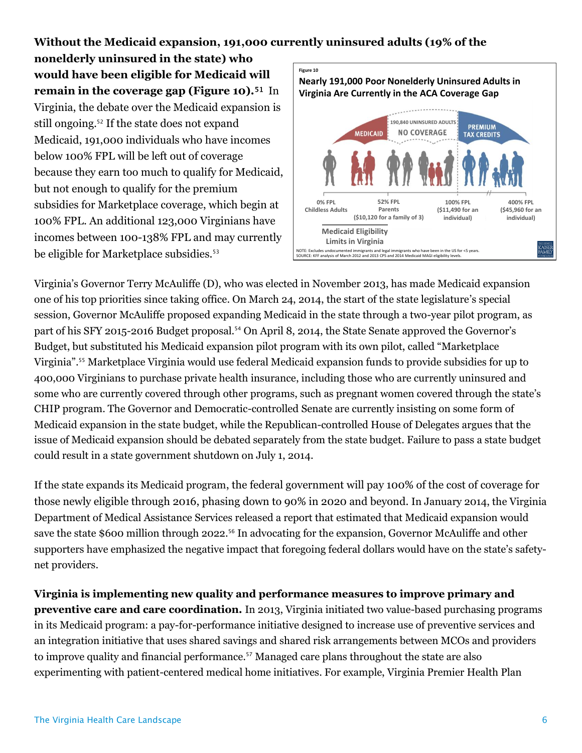**Without the Medicaid expansion, 191,000 currently uninsured adults (19% of the nonelderly uninsured in the state) who would have been eligible for Medicaid will remain in the coverage gap (Figure 10).**[51] In Virginia, the debate over the Medicaid expansion is still ongoing.[52] If the state does not expand Medicaid, 191,000 individuals who have incomes below 100% FPL will be left out of coverage because they earn too much to qualify for Medicaid, but not enough to qualify for the premium subsidies for Marketplace coverage, which begin at 100% FPL. An additional 123,000 Virginians have incomes between 100-138% FPL and may currently be eligible for Marketplace subsidies.[53]

Figure 10

**Nearly 191,000 Poor Nonelderly Uninsured Adults in Virginia Are Currently in the ACA Coverage Gap**

MEDICAID | 190,840 UNINSURED ADULTS NO COVERAGE | PREMIUM TAX CREDITS

0% FPL Childless Adults | 52% FPL Parents ($10,120 for a family of 3) | 100% FPL ($11,490 for an individual) | 400% FPL ($45,960 for an individual)

Medicaid Eligibility Limits in Virginia

NOTE: Excludes undocumented immigrants and legal immigrants who have been in the US for <5 years.
SOURCE: KFF analysis of March 2012 and 2013 CPS and 2014 Medicaid MAGI eligibility levels.

Virginia's Governor Terry McAuliffe (D), who was elected in November 2013, has made Medicaid expansion one of his top priorities since taking office. On March 24, 2014, the start of the state legislature's special session, Governor McAuliffe proposed expanding Medicaid in the state through a two-year pilot program, as part of his SFY 2015-2016 Budget proposal.[54] On April 8, 2014, the State Senate approved the Governor's Budget, but substituted his Medicaid expansion pilot program with its own pilot, called "Marketplace Virginia".[55] Marketplace Virginia would use federal Medicaid expansion funds to provide subsidies for up to 400,000 Virginians to purchase private health insurance, including those who are currently uninsured and some who are currently covered through other programs, such as pregnant women covered through the state's CHIP program. The Governor and Democratic-controlled Senate are currently insisting on some form of Medicaid expansion in the state budget, while the Republican-controlled House of Delegates argues that the issue of Medicaid expansion should be debated separately from the state budget. Failure to pass a state budget could result in a state government shutdown on July 1, 2014.

If the state expands its Medicaid program, the federal government will pay 100% of the cost of coverage for those newly eligible through 2016, phasing down to 90% in 2020 and beyond. In January 2014, the Virginia Department of Medical Assistance Services released a report that estimated that Medicaid expansion would save the state \$600 million through 2022.[56] In advocating for the expansion, Governor McAuliffe and other supporters have emphasized the negative impact that foregoing federal dollars would have on the state's safety-net providers.

**Virginia is implementing new quality and performance measures to improve primary and preventive care and care coordination.** In 2013, Virginia initiated two value-based purchasing programs in its Medicaid program: a pay-for-performance initiative designed to increase use of preventive services and an integration initiative that uses shared savings and shared risk arrangements between MCOs and providers to improve quality and financial performance.[57] Managed care plans throughout the state are also experimenting with patient-centered medical home initiatives. For example, Virginia Premier Health Plan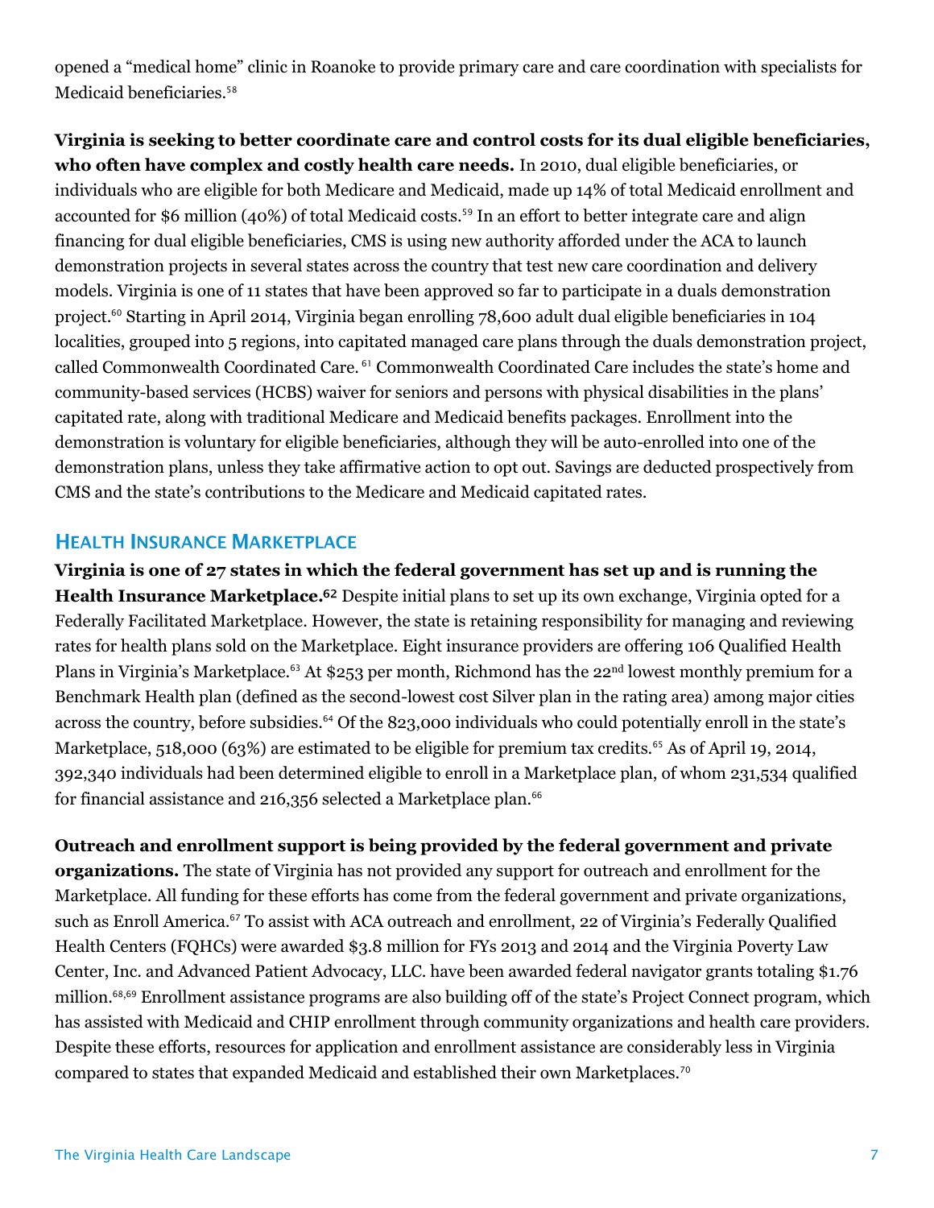opened a "medical home" clinic in Roanoke to provide primary care and care coordination with specialists for Medicaid beneficiaries.[58]

**Virginia is seeking to better coordinate care and control costs for its dual eligible beneficiaries, who often have complex and costly health care needs.** In 2010, dual eligible beneficiaries, or individuals who are eligible for both Medicare and Medicaid, made up 14% of total Medicaid enrollment and accounted for $6 million (40%) of total Medicaid costs.[59] In an effort to better integrate care and align financing for dual eligible beneficiaries, CMS is using new authority afforded under the ACA to launch demonstration projects in several states across the country that test new care coordination and delivery models. Virginia is one of 11 states that have been approved so far to participate in a duals demonstration project.[60] Starting in April 2014, Virginia began enrolling 78,600 adult dual eligible beneficiaries in 104 localities, grouped into 5 regions, into capitated managed care plans through the duals demonstration project, called Commonwealth Coordinated Care.[61] Commonwealth Coordinated Care includes the state's home and community-based services (HCBS) waiver for seniors and persons with physical disabilities in the plans' capitated rate, along with traditional Medicare and Medicaid benefits packages. Enrollment into the demonstration is voluntary for eligible beneficiaries, although they will be auto-enrolled into one of the demonstration plans, unless they take affirmative action to opt out. Savings are deducted prospectively from CMS and the state's contributions to the Medicare and Medicaid capitated rates.

## Health Insurance Marketplace

**Virginia is one of 27 states in which the federal government has set up and is running the Health Insurance Marketplace.[62]** Despite initial plans to set up its own exchange, Virginia opted for a Federally Facilitated Marketplace. However, the state is retaining responsibility for managing and reviewing rates for health plans sold on the Marketplace. Eight insurance providers are offering 106 Qualified Health Plans in Virginia's Marketplace.[63] At $253 per month, Richmond has the 22nd lowest monthly premium for a Benchmark Health plan (defined as the second-lowest cost Silver plan in the rating area) among major cities across the country, before subsidies.[64] Of the 823,000 individuals who could potentially enroll in the state's Marketplace, 518,000 (63%) are estimated to be eligible for premium tax credits.[65] As of April 19, 2014, 392,340 individuals had been determined eligible to enroll in a Marketplace plan, of whom 231,534 qualified for financial assistance and 216,356 selected a Marketplace plan.[66]

**Outreach and enrollment support is being provided by the federal government and private organizations.** The state of Virginia has not provided any support for outreach and enrollment for the Marketplace. All funding for these efforts has come from the federal government and private organizations, such as Enroll America.[67] To assist with ACA outreach and enrollment, 22 of Virginia's Federally Qualified Health Centers (FQHCs) were awarded $3.8 million for FYs 2013 and 2014 and the Virginia Poverty Law Center, Inc. and Advanced Patient Advocacy, LLC. have been awarded federal navigator grants totaling $1.76 million.[68,69] Enrollment assistance programs are also building off of the state's Project Connect program, which has assisted with Medicaid and CHIP enrollment through community organizations and health care providers. Despite these efforts, resources for application and enrollment assistance are considerably less in Virginia compared to states that expanded Medicaid and established their own Marketplaces.[70]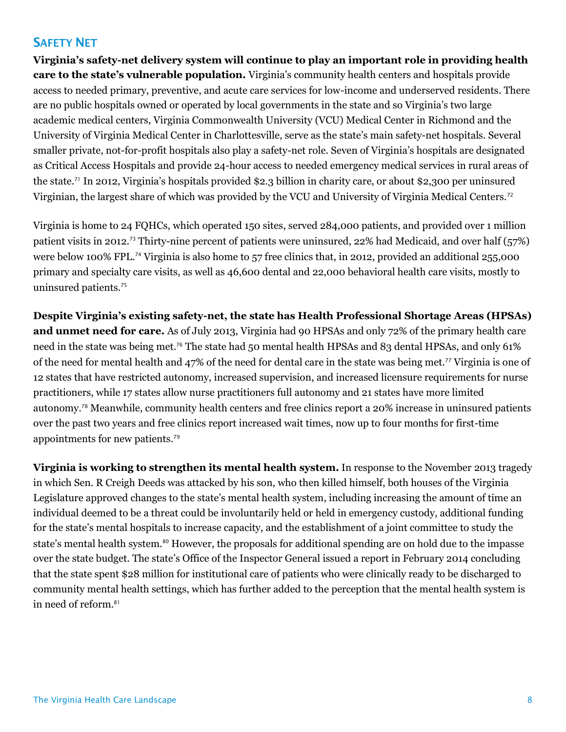## Safety Net

**Virginia's safety-net delivery system will continue to play an important role in providing health care to the state's vulnerable population.** Virginia's community health centers and hospitals provide access to needed primary, preventive, and acute care services for low-income and underserved residents. There are no public hospitals owned or operated by local governments in the state and so Virginia's two large academic medical centers, Virginia Commonwealth University (VCU) Medical Center in Richmond and the University of Virginia Medical Center in Charlottesville, serve as the state's main safety-net hospitals. Several smaller private, not-for-profit hospitals also play a safety-net role. Seven of Virginia's hospitals are designated as Critical Access Hospitals and provide 24-hour access to needed emergency medical services in rural areas of the state.[71] In 2012, Virginia's hospitals provided $2.3 billion in charity care, or about $2,300 per uninsured Virginian, the largest share of which was provided by the VCU and University of Virginia Medical Centers.[72]

Virginia is home to 24 FQHCs, which operated 150 sites, served 284,000 patients, and provided over 1 million patient visits in 2012.[73] Thirty-nine percent of patients were uninsured, 22% had Medicaid, and over half (57%) were below 100% FPL.[74] Virginia is also home to 57 free clinics that, in 2012, provided an additional 255,000 primary and specialty care visits, as well as 46,600 dental and 22,000 behavioral health care visits, mostly to uninsured patients.[75]

**Despite Virginia's existing safety-net, the state has Health Professional Shortage Areas (HPSAs) and unmet need for care.** As of July 2013, Virginia had 90 HPSAs and only 72% of the primary health care need in the state was being met.[76] The state had 50 mental health HPSAs and 83 dental HPSAs, and only 61% of the need for mental health and 47% of the need for dental care in the state was being met.[77] Virginia is one of 12 states that have restricted autonomy, increased supervision, and increased licensure requirements for nurse practitioners, while 17 states allow nurse practitioners full autonomy and 21 states have more limited autonomy.[78] Meanwhile, community health centers and free clinics report a 20% increase in uninsured patients over the past two years and free clinics report increased wait times, now up to four months for first-time appointments for new patients.[79]

**Virginia is working to strengthen its mental health system.** In response to the November 2013 tragedy in which Sen. R Creigh Deeds was attacked by his son, who then killed himself, both houses of the Virginia Legislature approved changes to the state's mental health system, including increasing the amount of time an individual deemed to be a threat could be involuntarily held or held in emergency custody, additional funding for the state's mental hospitals to increase capacity, and the establishment of a joint committee to study the state's mental health system.[80] However, the proposals for additional spending are on hold due to the impasse over the state budget. The state's Office of the Inspector General issued a report in February 2014 concluding that the state spent $28 million for institutional care of patients who were clinically ready to be discharged to community mental health settings, which has further added to the perception that the mental health system is in need of reform.[81]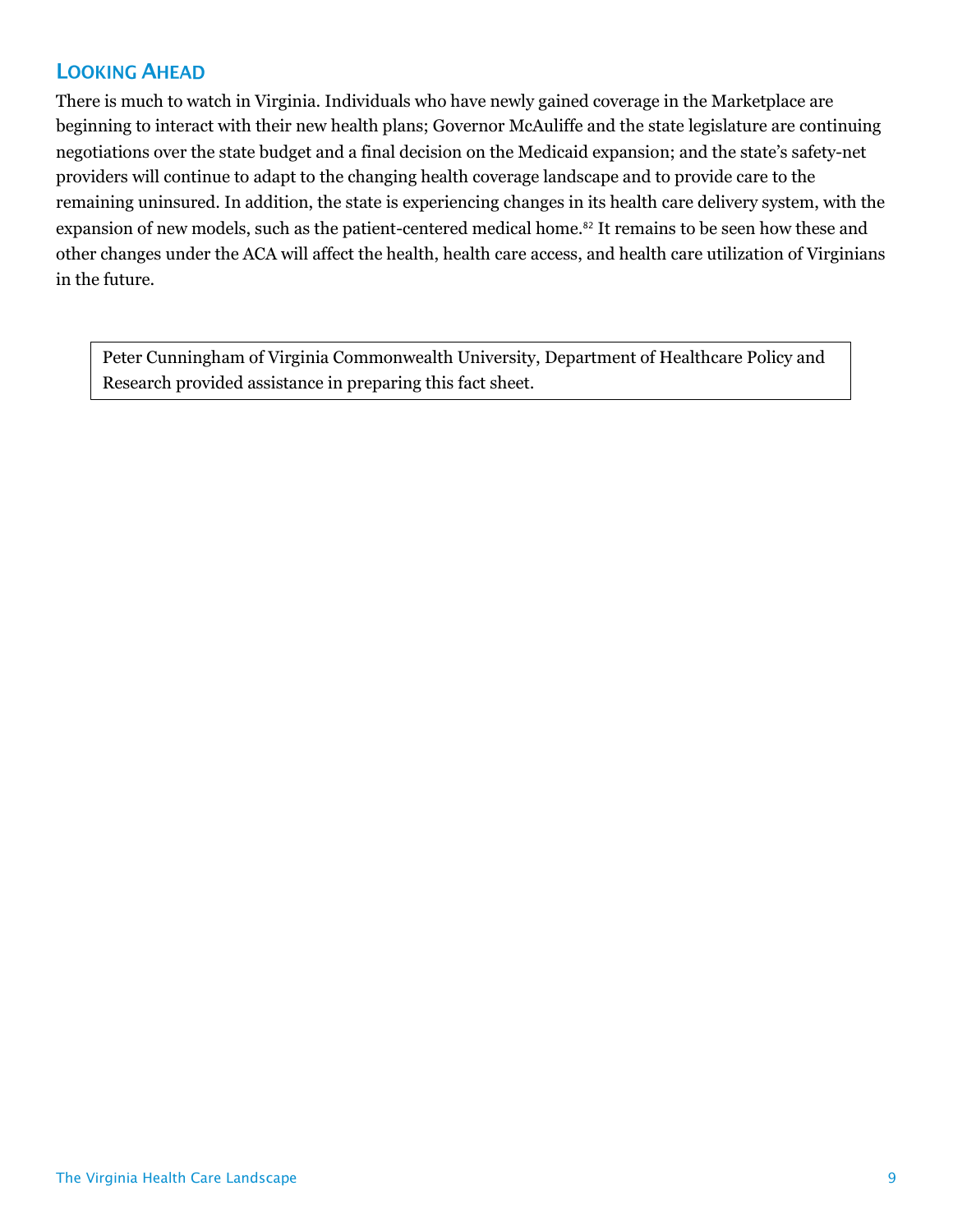## Looking Ahead

There is much to watch in Virginia. Individuals who have newly gained coverage in the Marketplace are beginning to interact with their new health plans; Governor McAuliffe and the state legislature are continuing negotiations over the state budget and a final decision on the Medicaid expansion; and the state's safety-net providers will continue to adapt to the changing health coverage landscape and to provide care to the remaining uninsured. In addition, the state is experiencing changes in its health care delivery system, with the expansion of new models, such as the patient-centered medical home.[82] It remains to be seen how these and other changes under the ACA will affect the health, health care access, and health care utilization of Virginians in the future.

Peter Cunningham of Virginia Commonwealth University, Department of Healthcare Policy and Research provided assistance in preparing this fact sheet.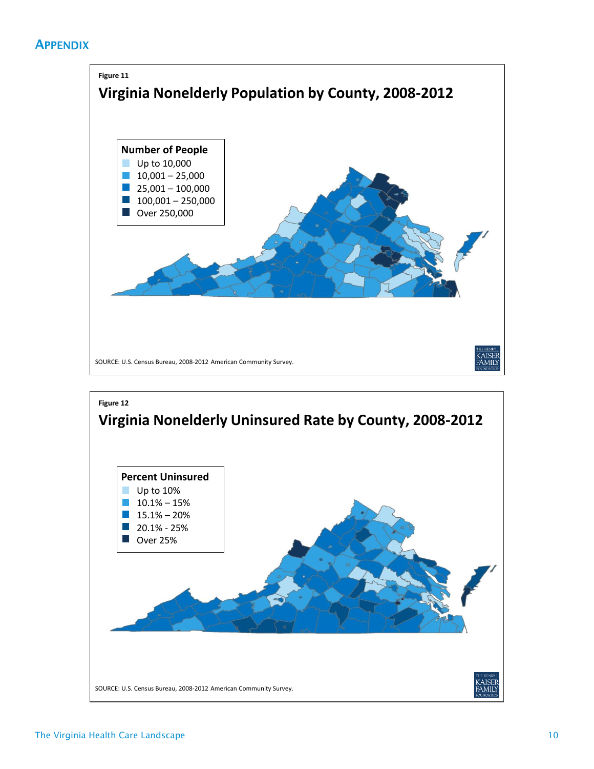# APPENDIX

Figure 11

## Virginia Nonelderly Population by County, 2008-2012

**Number of People**
- Up to 10,000
- 10,001 – 25,000
- 25,001 – 100,000
- 100,001 – 250,000
- Over 250,000

SOURCE: U.S. Census Bureau, 2008-2012 American Community Survey.

Figure 12

## Virginia Nonelderly Uninsured Rate by County, 2008-2012

**Percent Uninsured**
- Up to 10%
- 10.1% – 15%
- 15.1% – 20%
- 20.1% - 25%
- Over 25%

SOURCE: U.S. Census Bureau, 2008-2012 American Community Survey.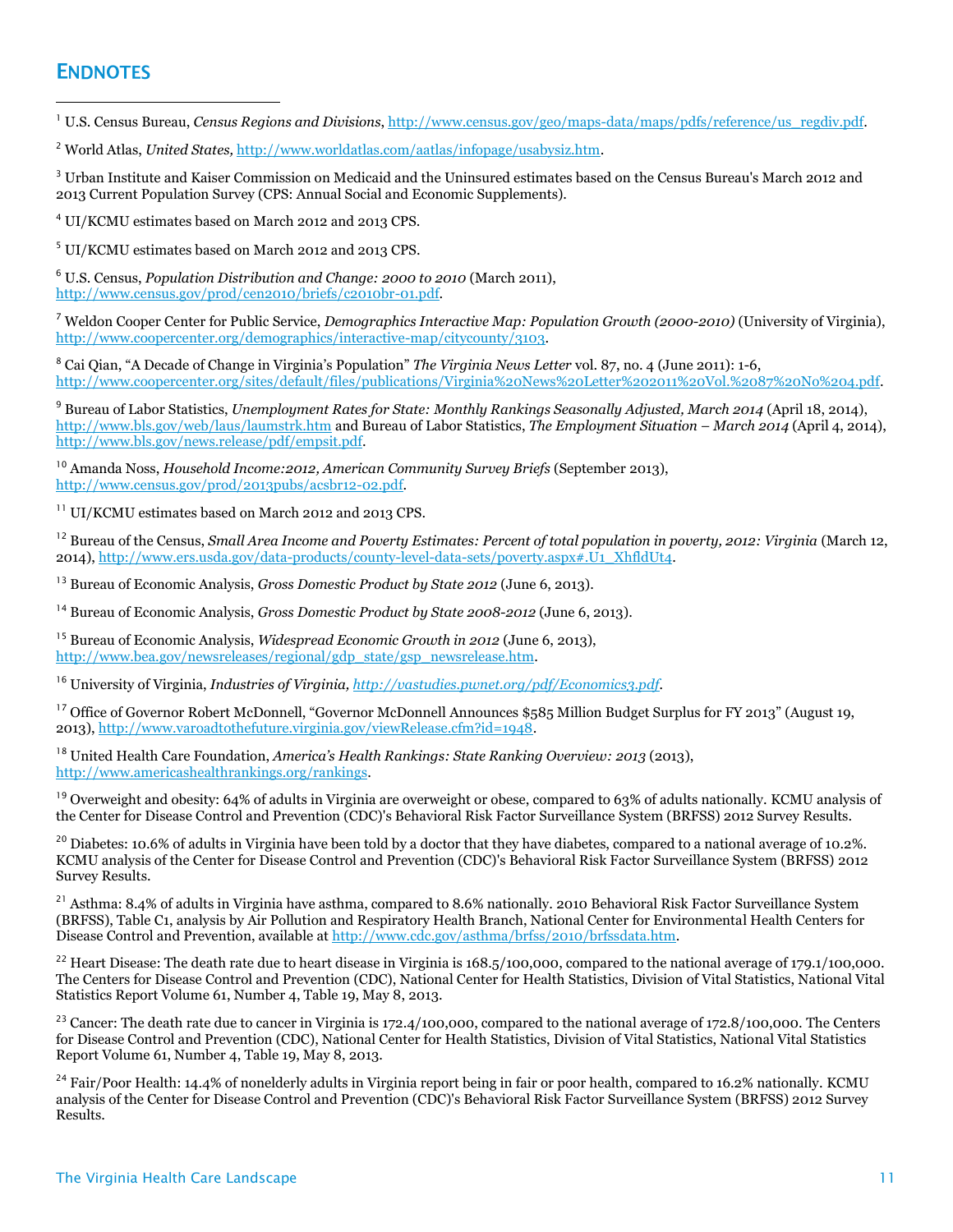## ENDNOTES

[1] U.S. Census Bureau, *Census Regions and Divisions*, http://www.census.gov/geo/maps-data/maps/pdfs/reference/us_regdiv.pdf.

[2] World Atlas, *United States,* http://www.worldatlas.com/aatlas/infopage/usabysiz.htm.

[3] Urban Institute and Kaiser Commission on Medicaid and the Uninsured estimates based on the Census Bureau's March 2012 and 2013 Current Population Survey (CPS: Annual Social and Economic Supplements).

[4] UI/KCMU estimates based on March 2012 and 2013 CPS.

[5] UI/KCMU estimates based on March 2012 and 2013 CPS.

[6] U.S. Census, *Population Distribution and Change: 2000 to 2010* (March 2011), http://www.census.gov/prod/cen2010/briefs/c2010br-01.pdf.

[7] Weldon Cooper Center for Public Service, *Demographics Interactive Map: Population Growth (2000-2010)* (University of Virginia), http://www.coopercenter.org/demographics/interactive-map/citycounty/3103.

[8] Cai Qian, "A Decade of Change in Virginia's Population" *The Virginia News Letter* vol. 87, no. 4 (June 2011): 1-6, http://www.coopercenter.org/sites/default/files/publications/Virginia%20News%20Letter%202011%20Vol.%2087%20No%204.pdf.

[9] Bureau of Labor Statistics, *Unemployment Rates for State: Monthly Rankings Seasonally Adjusted, March 2014* (April 18, 2014), http://www.bls.gov/web/laus/laumstrk.htm and Bureau of Labor Statistics, *The Employment Situation – March 2014* (April 4, 2014), http://www.bls.gov/news.release/pdf/empsit.pdf.

[10] Amanda Noss, *Household Income:2012, American Community Survey Briefs* (September 2013), http://www.census.gov/prod/2013pubs/acsbr12-02.pdf.

[11] UI/KCMU estimates based on March 2012 and 2013 CPS.

[12] Bureau of the Census, *Small Area Income and Poverty Estimates: Percent of total population in poverty, 2012: Virginia* (March 12, 2014), http://www.ers.usda.gov/data-products/county-level-data-sets/poverty.aspx#.U1_XhfldUt4.

[13] Bureau of Economic Analysis, *Gross Domestic Product by State 2012* (June 6, 2013).

[14] Bureau of Economic Analysis, *Gross Domestic Product by State 2008-2012* (June 6, 2013).

[15] Bureau of Economic Analysis, *Widespread Economic Growth in 2012* (June 6, 2013), http://www.bea.gov/newsreleases/regional/gdp_state/gsp_newsrelease.htm.

[16] University of Virginia, *Industries of Virginia, http://vastudies.pwnet.org/pdf/Economics3.pdf.*

[17] Office of Governor Robert McDonnell, "Governor McDonnell Announces $585 Million Budget Surplus for FY 2013" (August 19, 2013), http://www.varoadtothefuture.virginia.gov/viewRelease.cfm?id=1948.

[18] United Health Care Foundation, *America's Health Rankings: State Ranking Overview: 2013* (2013), http://www.americashealthrankings.org/rankings.

[19] Overweight and obesity: 64% of adults in Virginia are overweight or obese, compared to 63% of adults nationally. KCMU analysis of the Center for Disease Control and Prevention (CDC)'s Behavioral Risk Factor Surveillance System (BRFSS) 2012 Survey Results.

[20] Diabetes: 10.6% of adults in Virginia have been told by a doctor that they have diabetes, compared to a national average of 10.2%. KCMU analysis of the Center for Disease Control and Prevention (CDC)'s Behavioral Risk Factor Surveillance System (BRFSS) 2012 Survey Results.

[21] Asthma: 8.4% of adults in Virginia have asthma, compared to 8.6% nationally. 2010 Behavioral Risk Factor Surveillance System (BRFSS), Table C1, analysis by Air Pollution and Respiratory Health Branch, National Center for Environmental Health Centers for Disease Control and Prevention, available at http://www.cdc.gov/asthma/brfss/2010/brfssdata.htm.

[22] Heart Disease: The death rate due to heart disease in Virginia is 168.5/100,000, compared to the national average of 179.1/100,000. The Centers for Disease Control and Prevention (CDC), National Center for Health Statistics, Division of Vital Statistics, National Vital Statistics Report Volume 61, Number 4, Table 19, May 8, 2013.

[23] Cancer: The death rate due to cancer in Virginia is 172.4/100,000, compared to the national average of 172.8/100,000. The Centers for Disease Control and Prevention (CDC), National Center for Health Statistics, Division of Vital Statistics, National Vital Statistics Report Volume 61, Number 4, Table 19, May 8, 2013.

[24] Fair/Poor Health: 14.4% of nonelderly adults in Virginia report being in fair or poor health, compared to 16.2% nationally. KCMU analysis of the Center for Disease Control and Prevention (CDC)'s Behavioral Risk Factor Surveillance System (BRFSS) 2012 Survey Results.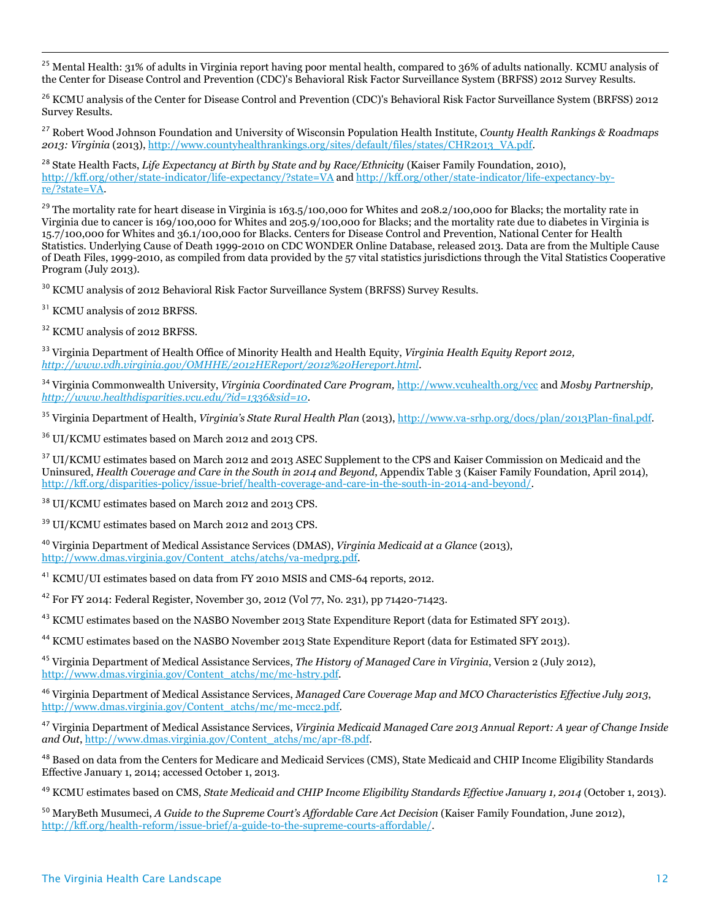[25] Mental Health: 31% of adults in Virginia report having poor mental health, compared to 36% of adults nationally. KCMU analysis of the Center for Disease Control and Prevention (CDC)'s Behavioral Risk Factor Surveillance System (BRFSS) 2012 Survey Results.

[26] KCMU analysis of the Center for Disease Control and Prevention (CDC)'s Behavioral Risk Factor Surveillance System (BRFSS) 2012 Survey Results.

[27] Robert Wood Johnson Foundation and University of Wisconsin Population Health Institute, *County Health Rankings & Roadmaps 2013: Virginia* (2013), http://www.countyhealthrankings.org/sites/default/files/states/CHR2013_VA.pdf.

[28] State Health Facts, *Life Expectancy at Birth by State and by Race/Ethnicity* (Kaiser Family Foundation, 2010), http://kff.org/other/state-indicator/life-expectancy/?state=VA and http://kff.org/other/state-indicator/life-expectancy-by-re/?state=VA.

[29] The mortality rate for heart disease in Virginia is 163.5/100,000 for Whites and 208.2/100,000 for Blacks; the mortality rate in Virginia due to cancer is 169/100,000 for Whites and 205.9/100,000 for Blacks; and the mortality rate due to diabetes in Virginia is 15.7/100,000 for Whites and 36.1/100,000 for Blacks. Centers for Disease Control and Prevention, National Center for Health Statistics. Underlying Cause of Death 1999-2010 on CDC WONDER Online Database, released 2013. Data are from the Multiple Cause of Death Files, 1999-2010, as compiled from data provided by the 57 vital statistics jurisdictions through the Vital Statistics Cooperative Program (July 2013).

[30] KCMU analysis of 2012 Behavioral Risk Factor Surveillance System (BRFSS) Survey Results.

[31] KCMU analysis of 2012 BRFSS.

[32] KCMU analysis of 2012 BRFSS.

[33] Virginia Department of Health Office of Minority Health and Health Equity, *Virginia Health Equity Report 2012, http://www.vdh.virginia.gov/OMHHE/2012HEReport/2012%20Hereport.html*.

[34] Virginia Commonwealth University, *Virginia Coordinated Care Program,* http://www.vcuhealth.org/vcc and *Mosby Partnership, http://www.healthdisparities.vcu.edu/?id=1336&sid=10*.

[35] Virginia Department of Health, *Virginia's State Rural Health Plan* (2013), http://www.va-srhp.org/docs/plan/2013Plan-final.pdf.

[36] UI/KCMU estimates based on March 2012 and 2013 CPS.

[37] UI/KCMU estimates based on March 2012 and 2013 ASEC Supplement to the CPS and Kaiser Commission on Medicaid and the Uninsured, *Health Coverage and Care in the South in 2014 and Beyond*, Appendix Table 3 (Kaiser Family Foundation, April 2014), http://kff.org/disparities-policy/issue-brief/health-coverage-and-care-in-the-south-in-2014-and-beyond/.

[38] UI/KCMU estimates based on March 2012 and 2013 CPS.

[39] UI/KCMU estimates based on March 2012 and 2013 CPS.

[40] Virginia Department of Medical Assistance Services (DMAS), *Virginia Medicaid at a Glance* (2013), http://www.dmas.virginia.gov/Content_atchs/atchs/va-medprg.pdf.

[41] KCMU/UI estimates based on data from FY 2010 MSIS and CMS-64 reports, 2012.

[42] For FY 2014: Federal Register, November 30, 2012 (Vol 77, No. 231), pp 71420-71423.

[43] KCMU estimates based on the NASBO November 2013 State Expenditure Report (data for Estimated SFY 2013).

[44] KCMU estimates based on the NASBO November 2013 State Expenditure Report (data for Estimated SFY 2013).

[45] Virginia Department of Medical Assistance Services, *The History of Managed Care in Virginia*, Version 2 (July 2012), http://www.dmas.virginia.gov/Content_atchs/mc/mc-hstry.pdf.

[46] Virginia Department of Medical Assistance Services, *Managed Care Coverage Map and MCO Characteristics Effective July 2013*, http://www.dmas.virginia.gov/Content_atchs/mc/mc-mcc2.pdf.

[47] Virginia Department of Medical Assistance Services, *Virginia Medicaid Managed Care 2013 Annual Report: A year of Change Inside and Out*, http://www.dmas.virginia.gov/Content_atchs/mc/apr-f8.pdf.

[48] Based on data from the Centers for Medicare and Medicaid Services (CMS), State Medicaid and CHIP Income Eligibility Standards Effective January 1, 2014; accessed October 1, 2013.

[49] KCMU estimates based on CMS, *State Medicaid and CHIP Income Eligibility Standards Effective January 1, 2014* (October 1, 2013).

[50] MaryBeth Musumeci, *A Guide to the Supreme Court's Affordable Care Act Decision* (Kaiser Family Foundation, June 2012), http://kff.org/health-reform/issue-brief/a-guide-to-the-supreme-courts-affordable/.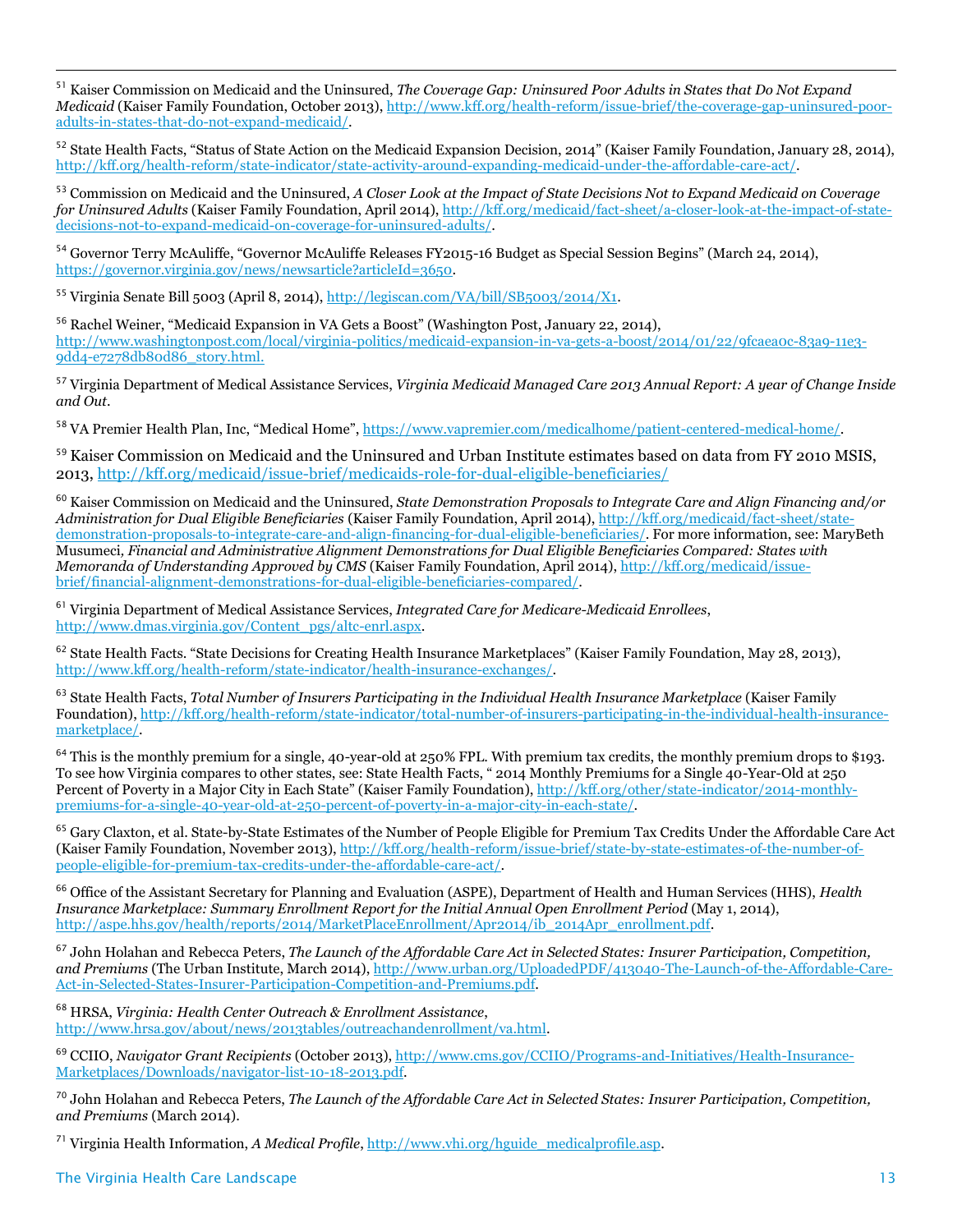[51] Kaiser Commission on Medicaid and the Uninsured, *The Coverage Gap: Uninsured Poor Adults in States that Do Not Expand Medicaid* (Kaiser Family Foundation, October 2013), http://www.kff.org/health-reform/issue-brief/the-coverage-gap-uninsured-poor-adults-in-states-that-do-not-expand-medicaid/.

[52] State Health Facts, "Status of State Action on the Medicaid Expansion Decision, 2014" (Kaiser Family Foundation, January 28, 2014), http://kff.org/health-reform/state-indicator/state-activity-around-expanding-medicaid-under-the-affordable-care-act/.

[53] Commission on Medicaid and the Uninsured, *A Closer Look at the Impact of State Decisions Not to Expand Medicaid on Coverage for Uninsured Adults* (Kaiser Family Foundation, April 2014), http://kff.org/medicaid/fact-sheet/a-closer-look-at-the-impact-of-state-decisions-not-to-expand-medicaid-on-coverage-for-uninsured-adults/.

[54] Governor Terry McAuliffe, "Governor McAuliffe Releases FY2015-16 Budget as Special Session Begins" (March 24, 2014), https://governor.virginia.gov/news/newsarticle?articleId=3650.

[55] Virginia Senate Bill 5003 (April 8, 2014), http://legiscan.com/VA/bill/SB5003/2014/X1.

[56] Rachel Weiner, "Medicaid Expansion in VA Gets a Boost" (Washington Post, January 22, 2014), http://www.washingtonpost.com/local/virginia-politics/medicaid-expansion-in-va-gets-a-boost/2014/01/22/9fcaea0c-83a9-11e3-9dd4-e7278db80d86_story.html.

[57] Virginia Department of Medical Assistance Services, *Virginia Medicaid Managed Care 2013 Annual Report: A year of Change Inside and Out*.

[58] VA Premier Health Plan, Inc, "Medical Home", https://www.vapremier.com/medicalhome/patient-centered-medical-home/.

[59] Kaiser Commission on Medicaid and the Uninsured and Urban Institute estimates based on data from FY 2010 MSIS, 2013, http://kff.org/medicaid/issue-brief/medicaids-role-for-dual-eligible-beneficiaries/

[60] Kaiser Commission on Medicaid and the Uninsured, *State Demonstration Proposals to Integrate Care and Align Financing and/or Administration for Dual Eligible Beneficiaries* (Kaiser Family Foundation, April 2014), http://kff.org/medicaid/fact-sheet/state-demonstration-proposals-to-integrate-care-and-align-financing-for-dual-eligible-beneficiaries/. For more information, see: MaryBeth Musumeci, *Financial and Administrative Alignment Demonstrations for Dual Eligible Beneficiaries Compared: States with Memoranda of Understanding Approved by CMS* (Kaiser Family Foundation, April 2014), http://kff.org/medicaid/issue-brief/financial-alignment-demonstrations-for-dual-eligible-beneficiaries-compared/.

[61] Virginia Department of Medical Assistance Services, *Integrated Care for Medicare-Medicaid Enrollees*, http://www.dmas.virginia.gov/Content_pgs/altc-enrl.aspx.

[62] State Health Facts. "State Decisions for Creating Health Insurance Marketplaces" (Kaiser Family Foundation, May 28, 2013), http://www.kff.org/health-reform/state-indicator/health-insurance-exchanges/.

[63] State Health Facts, *Total Number of Insurers Participating in the Individual Health Insurance Marketplace* (Kaiser Family Foundation), http://kff.org/health-reform/state-indicator/total-number-of-insurers-participating-in-the-individual-health-insurance-marketplace/.

[64] This is the monthly premium for a single, 40-year-old at 250% FPL. With premium tax credits, the monthly premium drops to $193. To see how Virginia compares to other states, see: State Health Facts, " 2014 Monthly Premiums for a Single 40-Year-Old at 250 Percent of Poverty in a Major City in Each State" (Kaiser Family Foundation), http://kff.org/other/state-indicator/2014-monthly-premiums-for-a-single-40-year-old-at-250-percent-of-poverty-in-a-major-city-in-each-state/.

[65] Gary Claxton, et al. State-by-State Estimates of the Number of People Eligible for Premium Tax Credits Under the Affordable Care Act (Kaiser Family Foundation, November 2013), http://kff.org/health-reform/issue-brief/state-by-state-estimates-of-the-number-of-people-eligible-for-premium-tax-credits-under-the-affordable-care-act/.

[66] Office of the Assistant Secretary for Planning and Evaluation (ASPE), Department of Health and Human Services (HHS), *Health Insurance Marketplace: Summary Enrollment Report for the Initial Annual Open Enrollment Period* (May 1, 2014), http://aspe.hhs.gov/health/reports/2014/MarketPlaceEnrollment/Apr2014/ib_2014Apr_enrollment.pdf.

[67] John Holahan and Rebecca Peters, *The Launch of the Affordable Care Act in Selected States: Insurer Participation, Competition, and Premiums* (The Urban Institute, March 2014), http://www.urban.org/UploadedPDF/413040-The-Launch-of-the-Affordable-Care-Act-in-Selected-States-Insurer-Participation-Competition-and-Premiums.pdf.

[68] HRSA, *Virginia: Health Center Outreach & Enrollment Assistance*, http://www.hrsa.gov/about/news/2013tables/outreachandenrollment/va.html.

[69] CCIIO, *Navigator Grant Recipients* (October 2013), http://www.cms.gov/CCIIO/Programs-and-Initiatives/Health-Insurance-Marketplaces/Downloads/navigator-list-10-18-2013.pdf.

[70] John Holahan and Rebecca Peters, *The Launch of the Affordable Care Act in Selected States: Insurer Participation, Competition, and Premiums* (March 2014).

[71] Virginia Health Information, *A Medical Profile*, http://www.vhi.org/hguide_medicalprofile.asp.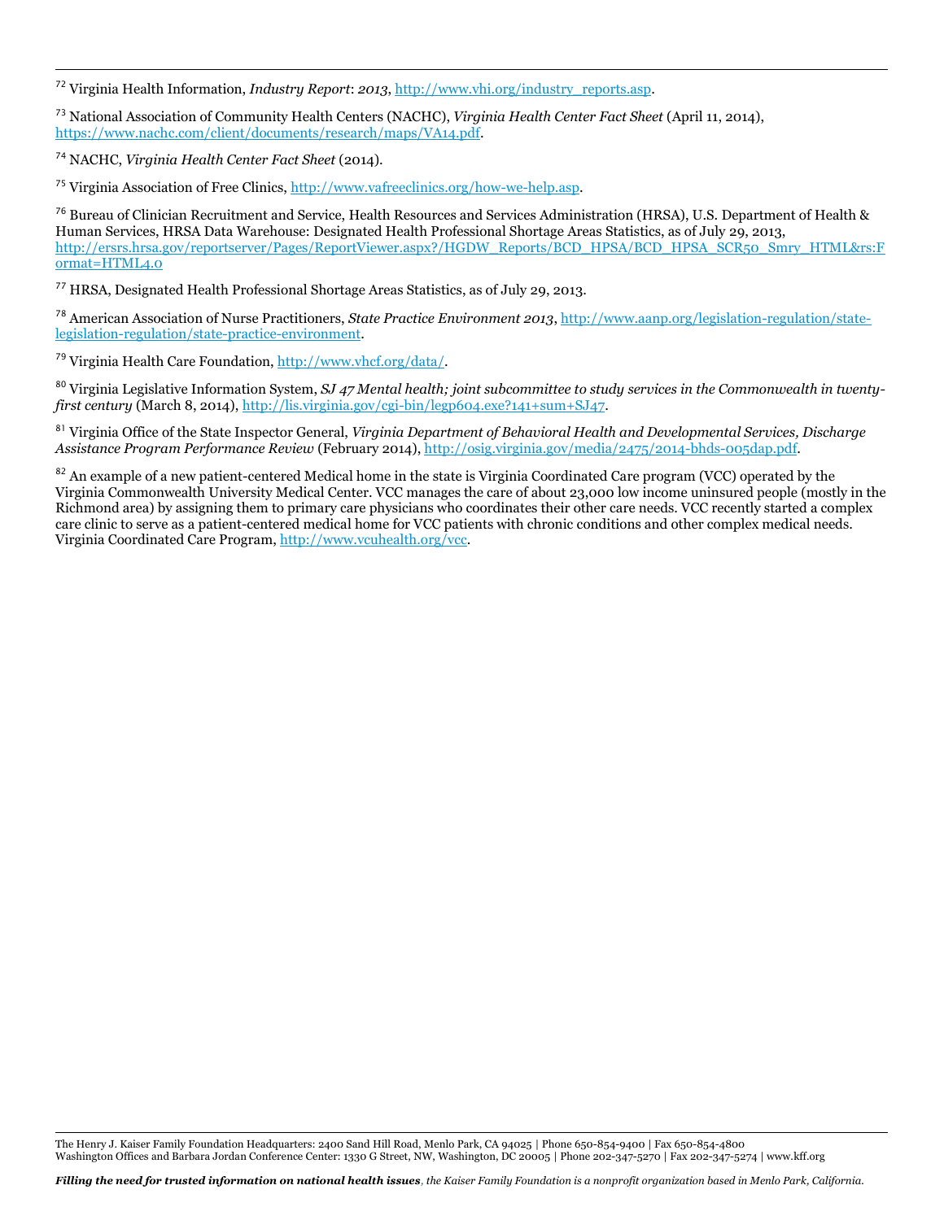[72] Virginia Health Information, *Industry Report*: *2013*, http://www.vhi.org/industry_reports.asp.

[73] National Association of Community Health Centers (NACHC), *Virginia Health Center Fact Sheet* (April 11, 2014), https://www.nachc.com/client/documents/research/maps/VA14.pdf.

[74] NACHC, *Virginia Health Center Fact Sheet* (2014).

[75] Virginia Association of Free Clinics, http://www.vafreeclinics.org/how-we-help.asp.

[76] Bureau of Clinician Recruitment and Service, Health Resources and Services Administration (HRSA), U.S. Department of Health & Human Services, HRSA Data Warehouse: Designated Health Professional Shortage Areas Statistics, as of July 29, 2013, http://ersrs.hrsa.gov/reportserver/Pages/ReportViewer.aspx?/HGDW_Reports/BCD_HPSA/BCD_HPSA_SCR50_Smry_HTML&rs:Format=HTML4.0

[77] HRSA, Designated Health Professional Shortage Areas Statistics, as of July 29, 2013.

[78] American Association of Nurse Practitioners, *State Practice Environment 2013*, http://www.aanp.org/legislation-regulation/state-legislation-regulation/state-practice-environment.

[79] Virginia Health Care Foundation, http://www.vhcf.org/data/.

[80] Virginia Legislative Information System, *SJ 47 Mental health; joint subcommittee to study services in the Commonwealth in twenty-first century* (March 8, 2014), http://lis.virginia.gov/cgi-bin/legp604.exe?141+sum+SJ47.

[81] Virginia Office of the State Inspector General, *Virginia Department of Behavioral Health and Developmental Services, Discharge Assistance Program Performance Review* (February 2014), http://osig.virginia.gov/media/2475/2014-bhds-005dap.pdf.

[82] An example of a new patient-centered Medical home in the state is Virginia Coordinated Care program (VCC) operated by the Virginia Commonwealth University Medical Center. VCC manages the care of about 23,000 low income uninsured people (mostly in the Richmond area) by assigning them to primary care physicians who coordinates their other care needs. VCC recently started a complex care clinic to serve as a patient-centered medical home for VCC patients with chronic conditions and other complex medical needs. Virginia Coordinated Care Program, http://www.vcuhealth.org/vcc.

The Henry J. Kaiser Family Foundation Headquarters: 2400 Sand Hill Road, Menlo Park, CA 94025 | Phone 650-854-9400 | Fax 650-854-4800
Washington Offices and Barbara Jordan Conference Center: 1330 G Street, NW, Washington, DC 20005 | Phone 202-347-5270 | Fax 202-347-5274 | www.kff.org

***Filling the need for trusted information on national health issues****, the Kaiser Family Foundation is a nonprofit organization based in Menlo Park, California.*